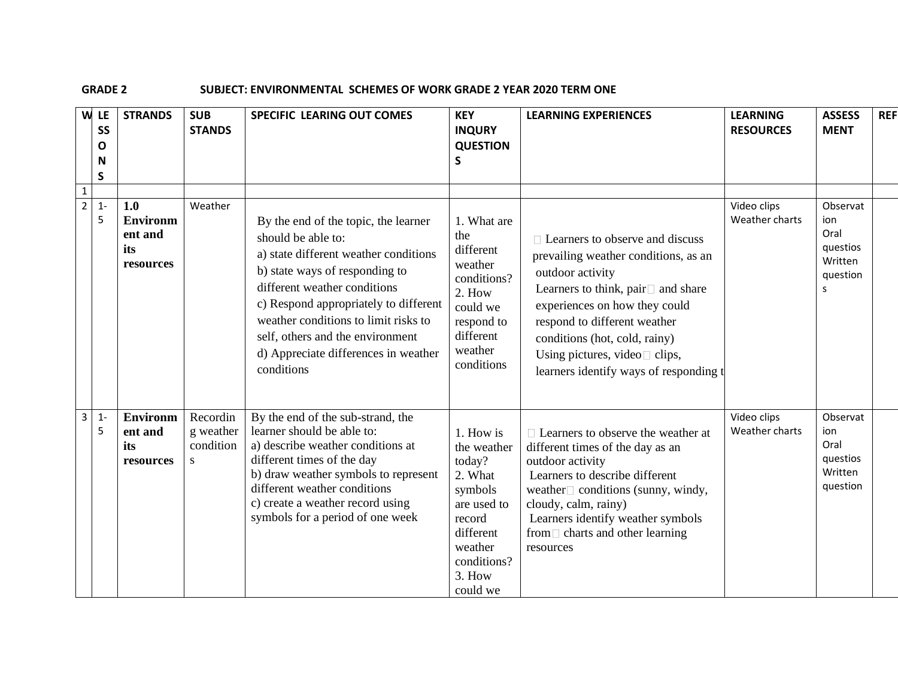**GRADE 2** **SUBJECT: ENVIRONMENTAL SCHEMES OF WORK GRADE 2 YEAR 2020 TERM ONE**

| W | LESSONS | STRANDS | SUB STANDS | SPECIFIC LEARING OUT COMES | KEY INQURY QUESTIONS | LEARNING EXPERIENCES | LEARNING RESOURCES | ASSESSMENT | REF |
|---|---|---|---|---|---|---|---|---|---|
| 1 | | | | | | | | | |
| 2 | 1-5 | **1.0 Environment and its resources** | Weather | By the end of the topic, the learner should be able to:<br>a) state different weather conditions<br>b) state ways of responding to different weather conditions<br>c) Respond appropriately to different weather conditions to limit risks to self, others and the environment<br>d) Appreciate differences in weather conditions | 1. What are the different weather conditions?<br>2. How could we respond to different weather conditions | Learners to observe and discuss prevailing weather conditions, as an outdoor activity<br>Learners to think, pair and share experiences on how they could respond to different weather conditions (hot, cold, rainy)<br>Using pictures, video clips, learners identify ways of responding t | Video clips<br>Weather charts | Observation<br>Oral questios<br>Written questions | |
| 3 | 1-5 | **Environment and its resources** | Recording weather conditions | By the end of the sub-strand, the learner should be able to:<br>a) describe weather conditions at different times of the day<br>b) draw weather symbols to represent different weather conditions<br>c) create a weather record using symbols for a period of one week | 1. How is the weather today?<br>2. What symbols are used to record different weather conditions?<br>3. How could we | Learners to observe the weather at different times of the day as an outdoor activity<br>Learners to describe different weather conditions (sunny, windy, cloudy, calm, rainy)<br>Learners identify weather symbols from charts and other learning resources | Video clips<br>Weather charts | Observation<br>Oral questios<br>Written question | |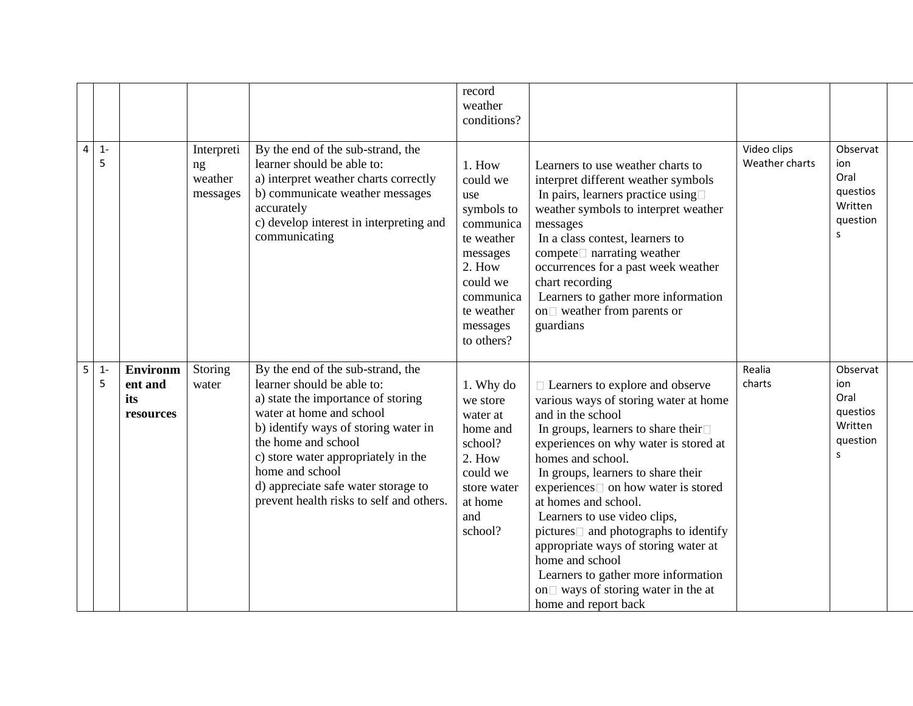| | | | | | record weather conditions? | | | | |
|---|---|---|---|---|---|---|---|---|---|
| 4 | 1-5 | | Interpreting weather messages | By the end of the sub-strand, the learner should be able to:<br>a) interpret weather charts correctly<br>b) communicate weather messages accurately<br>c) develop interest in interpreting and communicating | 1. How could we use symbols to communicate weather messages<br>2. How could we communicate weather messages to others? | Learners to use weather charts to interpret different weather symbols<br>In pairs, learners practice using weather symbols to interpret weather messages<br>In a class contest, learners to compete narrating weather occurrences for a past week weather chart recording<br>Learners to gather more information on weather from parents or guardians | Video clips<br>Weather charts | Observation<br>Oral questios<br>Written questions | |
| 5 | 1-5 | **Environment and its resources** | Storing water | By the end of the sub-strand, the learner should be able to:<br>a) state the importance of storing water at home and school<br>b) identify ways of storing water in the home and school<br>c) store water appropriately in the home and school<br>d) appreciate safe water storage to prevent health risks to self and others. | 1. Why do we store water at home and school?<br>2. How could we store water at home and school? | Learners to explore and observe various ways of storing water at home and in the school<br>In groups, learners to share their experiences on why water is stored at homes and school.<br>In groups, learners to share their experiences on how water is stored at homes and school.<br>Learners to use video clips, pictures and photographs to identify appropriate ways of storing water at home and school<br>Learners to gather more information on ways of storing water in the at home and report back | Realia<br>charts | Observation<br>Oral questios<br>Written questions | |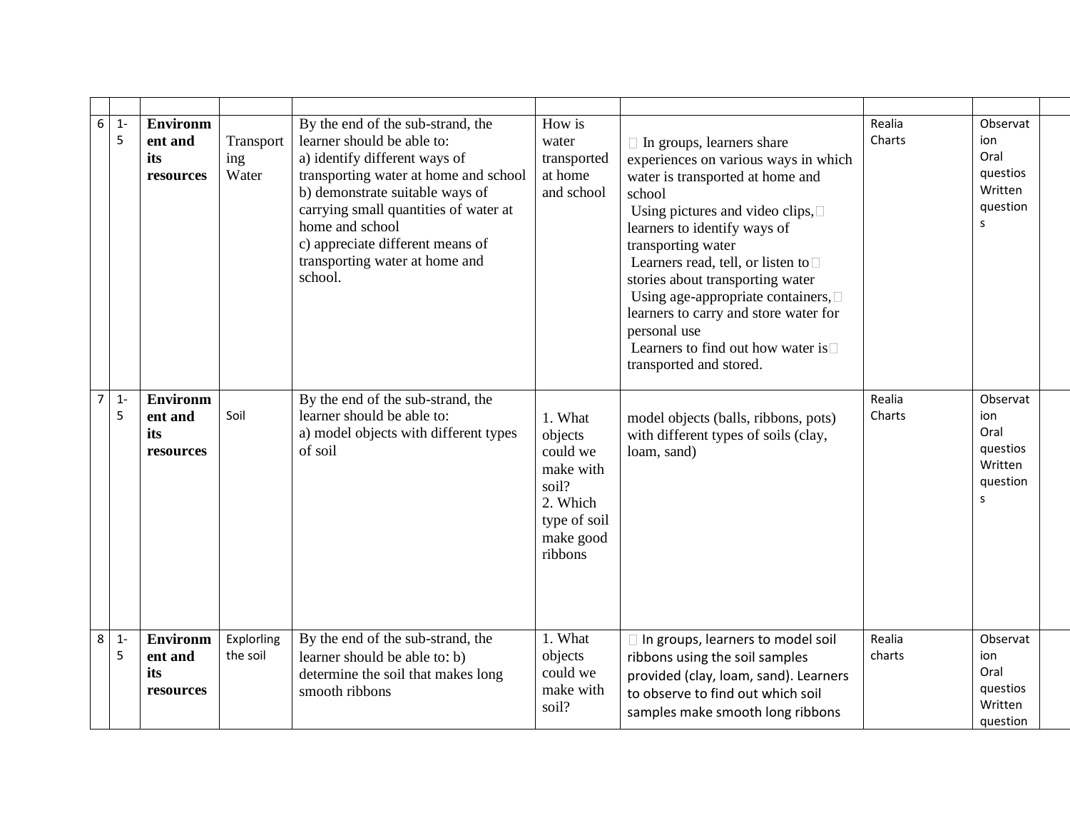| | | | | | | | | | |
|---|---|---|---|---|---|---|---|---|---|
| 6 | 1-5 | **Environment and its resources** | Transporting Water | By the end of the sub-strand, the learner should be able to:<br>a) identify different ways of transporting water at home and school<br>b) demonstrate suitable ways of carrying small quantities of water at home and school<br>c) appreciate different means of transporting water at home and school. | How is water transported at home and school |  In groups, learners share experiences on various ways in which water is transported at home and school<br> Using pictures and video clips, learners to identify ways of transporting water<br> Learners read, tell, or listen to stories about transporting water<br> Using age-appropriate containers, learners to carry and store water for personal use<br> Learners to find out how water is transported and stored. | Realia<br>Charts | Observation<br>Oral questios<br>Written questions | |
| 7 | 1-5 | **Environment and its resources** | Soil | By the end of the sub-strand, the learner should be able to:<br>a) model objects with different types of soil | 1. What objects could we make with soil?<br>2. Which type of soil make good ribbons | model objects (balls, ribbons, pots) with different types of soils (clay, loam, sand) | Realia<br>Charts | Observation<br>Oral questios<br>Written questions | |
| 8 | 1-5 | **Environment and its resources** | Explorling the soil | By the end of the sub-strand, the learner should be able to: b) determine the soil that makes long smooth ribbons | 1. What objects could we make with soil? |  In groups, learners to model soil ribbons using the soil samples provided (clay, loam, sand). Learners to observe to find out which soil samples make smooth long ribbons | Realia<br>charts | Observation<br>Oral questios<br>Written question | |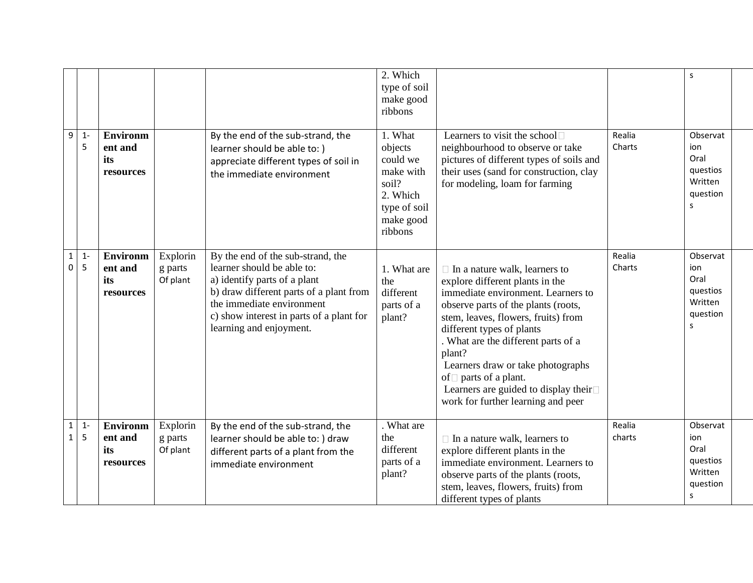| | | | | | | | | | |
|---|---|---|---|---|---|---|---|---|---|
| | | | | | 2. Which type of soil make good ribbons | | | s | |
| 9 | 1-5 | **Environment and its resources** | | By the end of the sub-strand, the learner should be able to: ) appreciate different types of soil in the immediate environment | 1. What objects could we make with soil?<br>2. Which type of soil make good ribbons | Learners to visit the school neighbourhood to observe or take pictures of different types of soils and their uses (sand for construction, clay for modeling, loam for farming | Realia<br>Charts | Observation<br>Oral questios<br>Written questions | |
| 10 | 1-5 | **Environment and its resources** | Exploring parts Of plant | By the end of the sub-strand, the learner should be able to:<br>a) identify parts of a plant<br>b) draw different parts of a plant from the immediate environment<br>c) show interest in parts of a plant for learning and enjoyment. | 1. What are the different parts of a plant? | In a nature walk, learners to explore different plants in the immediate environment. Learners to observe parts of the plants (roots, stem, leaves, flowers, fruits) from different types of plants<br>. What are the different parts of a plant?<br>Learners draw or take photographs of parts of a plant.<br>Learners are guided to display their work for further learning and peer | Realia<br>Charts | Observation<br>Oral questios<br>Written questions | |
| 11 | 1-5 | **Environment and its resources** | Exploring parts Of plant | By the end of the sub-strand, the learner should be able to: ) draw different parts of a plant from the immediate environment | . What are the different parts of a plant? | In a nature walk, learners to explore different plants in the immediate environment. Learners to observe parts of the plants (roots, stem, leaves, flowers, fruits) from different types of plants | Realia<br>charts | Observation<br>Oral questios<br>Written questions | |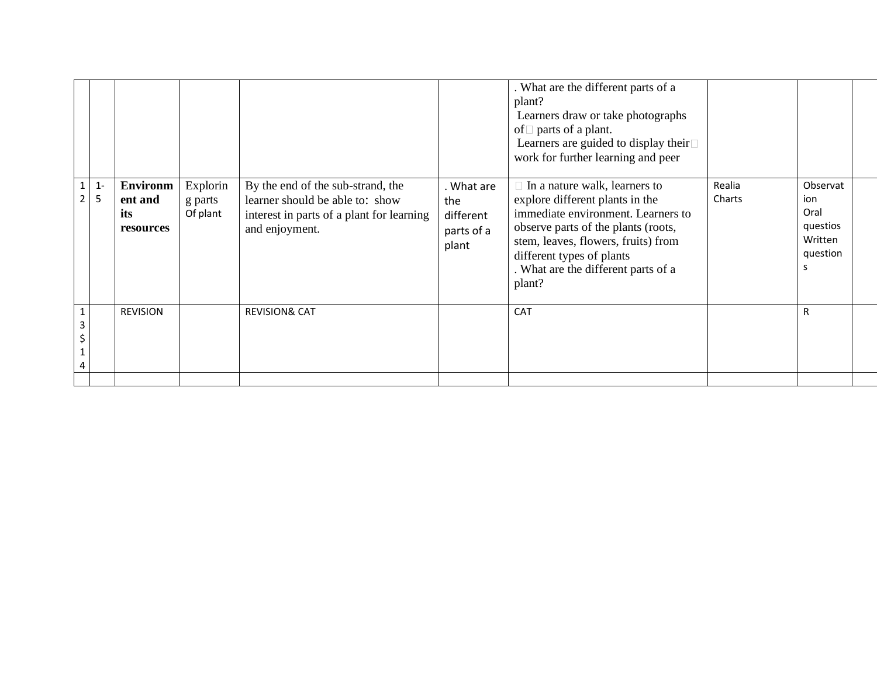| | | | | | | | | | |
|---|---|---|---|---|---|---|---|---|---|
| | | | | | | . What are the different parts of a plant? Learners draw or take photographs of parts of a plant. Learners are guided to display their work for further learning and peer | | | |
| 12 | 1-5 | **Environment and its resources** | Exploring parts Of plant | By the end of the sub-strand, the learner should be able to: show interest in parts of a plant for learning and enjoyment. | . What are the different parts of a plant | In a nature walk, learners to explore different plants in the immediate environment. Learners to observe parts of the plants (roots, stem, leaves, flowers, fruits) from different types of plants . What are the different parts of a plant? | Realia Charts | Observation Oral questios Written questions | |
| 13$14 | | REVISION | | REVISION& CAT | | CAT | | R | |
| | | | | | | | | | |